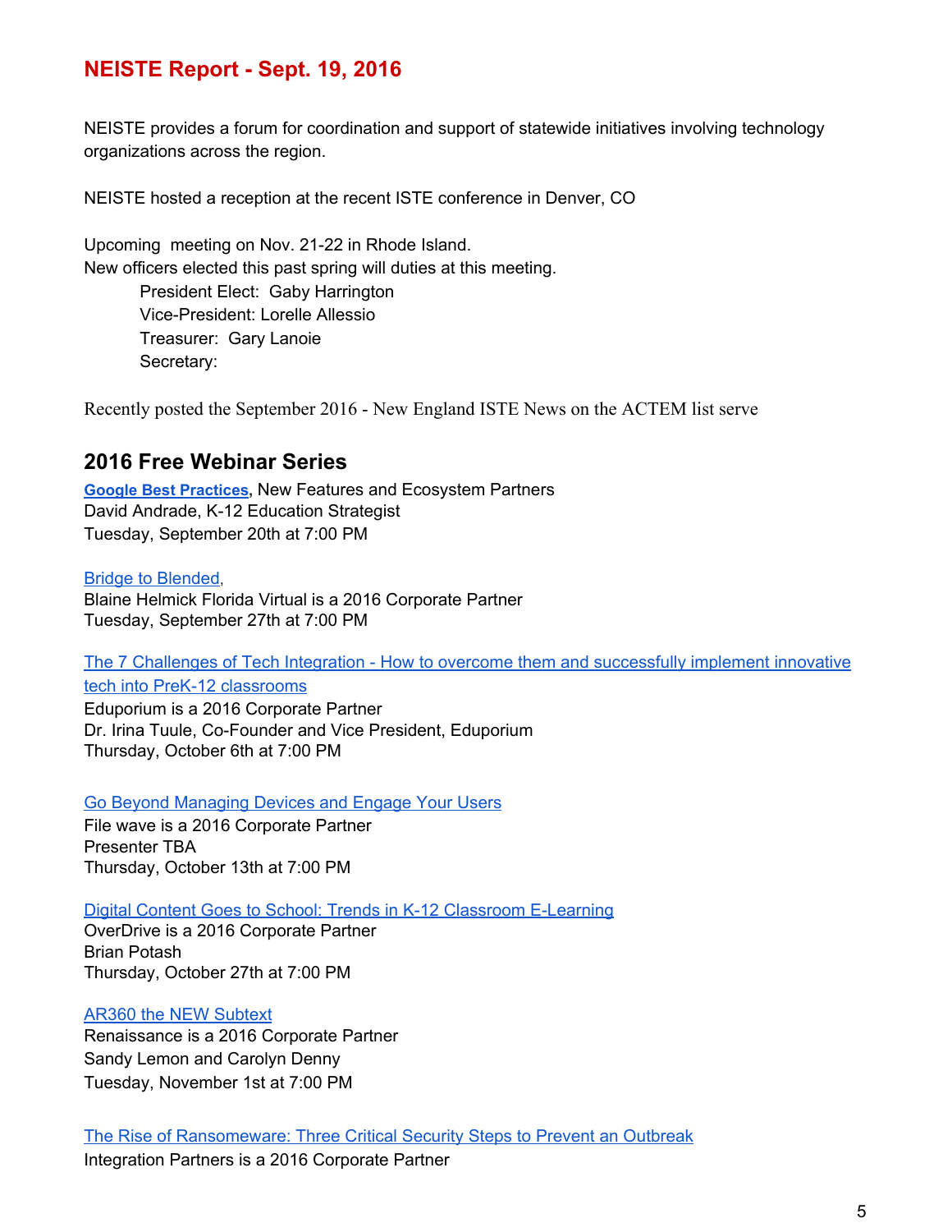## NEISTE Report - Sept. 19, 2016

NEISTE provides a forum for coordination and support of statewide initiatives involving technology organizations across the region.

NEISTE hosted a reception at the recent ISTE conference in Denver, CO

Upcoming meeting on Nov. 21-22 in Rhode Island.
New officers elected this past spring will duties at this meeting.

President Elect: Gaby Harrington
Vice-President: Lorelle Allessio
Treasurer: Gary Lanoie
Secretary:

Recently posted the September 2016 - New England ISTE News on the ACTEM list serve

### 2016 Free Webinar Series

**Google Best Practices**, New Features and Ecosystem Partners
David Andrade, K-12 Education Strategist
Tuesday, September 20th at 7:00 PM

Bridge to Blended,
Blaine Helmick Florida Virtual is a 2016 Corporate Partner
Tuesday, September 27th at 7:00 PM

The 7 Challenges of Tech Integration - How to overcome them and successfully implement innovative tech into PreK-12 classrooms
Eduporium is a 2016 Corporate Partner
Dr. Irina Tuule, Co-Founder and Vice President, Eduporium
Thursday, October 6th at 7:00 PM

Go Beyond Managing Devices and Engage Your Users
File wave is a 2016 Corporate Partner
Presenter TBA
Thursday, October 13th at 7:00 PM

Digital Content Goes to School: Trends in K-12 Classroom E-Learning
OverDrive is a 2016 Corporate Partner
Brian Potash
Thursday, October 27th at 7:00 PM

AR360 the NEW Subtext
Renaissance is a 2016 Corporate Partner
Sandy Lemon and Carolyn Denny
Tuesday, November 1st at 7:00 PM

The Rise of Ransomeware: Three Critical Security Steps to Prevent an Outbreak
Integration Partners is a 2016 Corporate Partner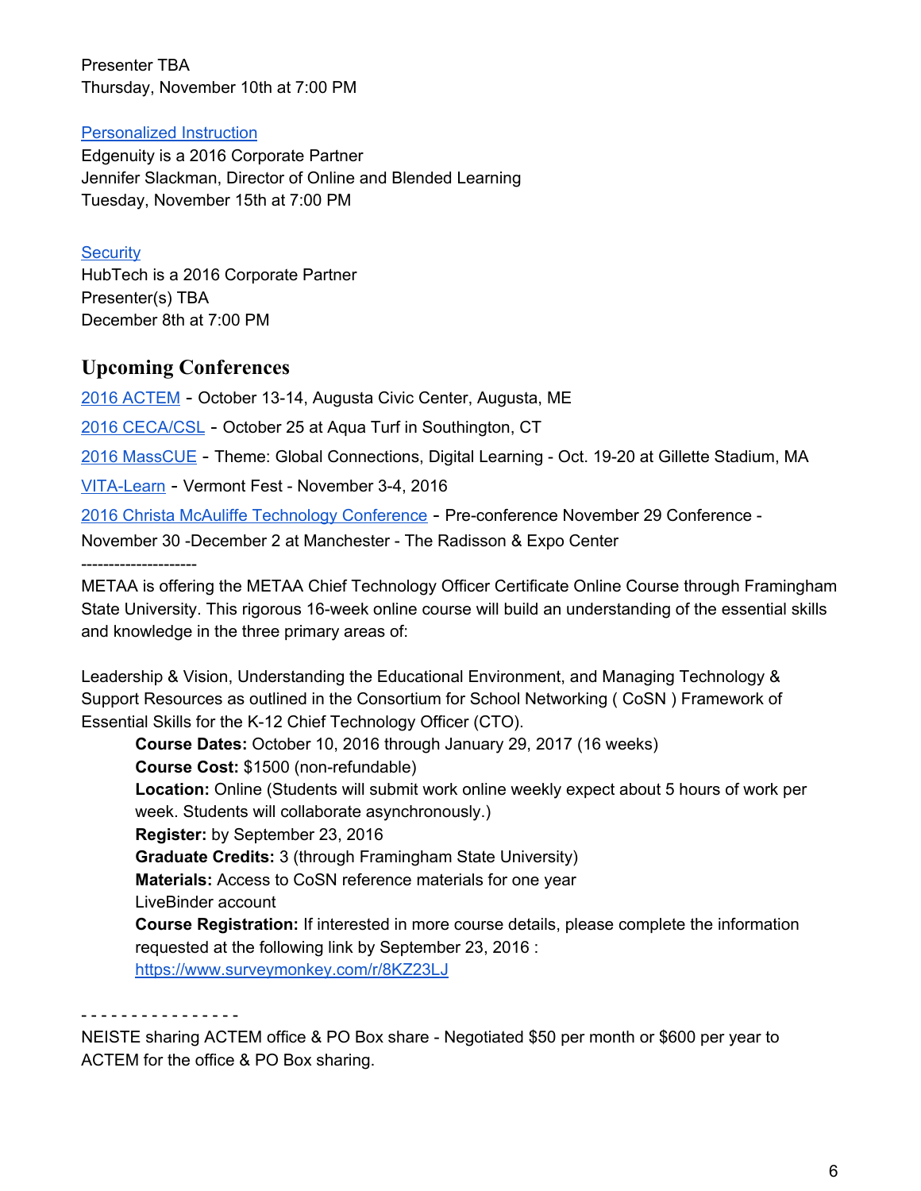Presenter TBA
Thursday, November 10th at 7:00 PM

Personalized Instruction
Edgenuity is a 2016 Corporate Partner
Jennifer Slackman, Director of Online and Blended Learning
Tuesday, November 15th at 7:00 PM

Security
HubTech is a 2016 Corporate Partner
Presenter(s) TBA
December 8th at 7:00 PM

## Upcoming Conferences

2016 ACTEM - October 13-14, Augusta Civic Center, Augusta, ME

2016 CECA/CSL - October 25 at Aqua Turf in Southington, CT

2016 MassCUE - Theme: Global Connections, Digital Learning - Oct. 19-20 at Gillette Stadium, MA

VITA-Learn - Vermont Fest - November 3-4, 2016

2016 Christa McAuliffe Technology Conference - Pre-conference November 29 Conference - November 30 -December 2 at Manchester - The Radisson & Expo Center

---------------------

METAA is offering the METAA Chief Technology Officer Certificate Online Course through Framingham State University. This rigorous 16-week online course will build an understanding of the essential skills and knowledge in the three primary areas of:

Leadership & Vision, Understanding the Educational Environment, and Managing Technology & Support Resources as outlined in the Consortium for School Networking ( CoSN ) Framework of Essential Skills for the K-12 Chief Technology Officer (CTO).

> **Course Dates:** October 10, 2016 through January 29, 2017 (16 weeks)
> **Course Cost:** $1500 (non-refundable)
> **Location:** Online (Students will submit work online weekly expect about 5 hours of work per week. Students will collaborate asynchronously.)
> **Register:** by September 23, 2016
> **Graduate Credits:** 3 (through Framingham State University)
> **Materials:** Access to CoSN reference materials for one year
> LiveBinder account
> **Course Registration:** If interested in more course details, please complete the information requested at the following link by September 23, 2016 :
> https://www.surveymonkey.com/r/8KZ23LJ

- - - - - - - - - - - - - - - -

NEISTE sharing ACTEM office & PO Box share - Negotiated $50 per month or $600 per year to ACTEM for the office & PO Box sharing.